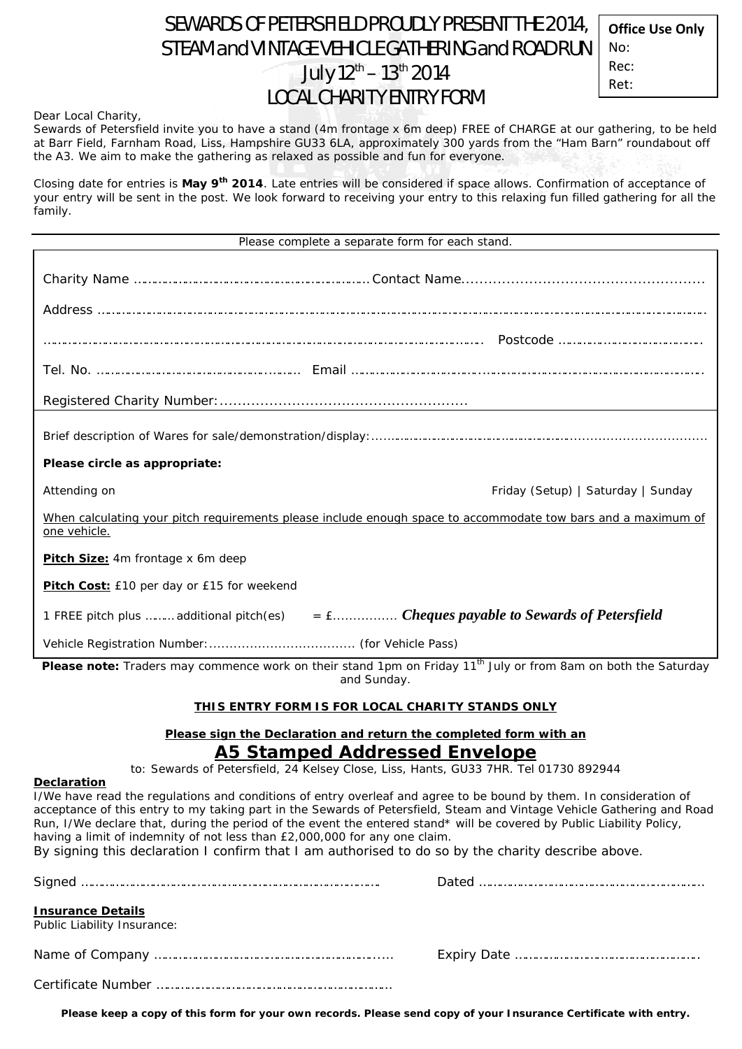# SEWARDS OF PETERSFIELD PROUDLY PRESENT THE 2014, STEAM and VINTAGE VEHICLE GATHERING and ROAD RUN July 12th – 13th 2014 LOCAL CHARITY ENTRY FORM

| Office Use Only |
|---|
| No: |
| Rec: |
| Ret: |

Dear Local Charity,

Sewards of Petersfield invite you to have a stand (4m frontage x 6m deep) FREE of CHARGE at our gathering, to be held at Barr Field, Farnham Road, Liss, Hampshire GU33 6LA, approximately 300 yards from the "Ham Barn" roundabout off the A3. We aim to make the gathering as relaxed as possible and fun for everyone.

Closing date for entries is **May 9th 2014**. Late entries will be considered if space allows. Confirmation of acceptance of your entry will be sent in the post. We look forward to receiving your entry to this relaxing fun filled gathering for all the family.

Please complete a separate form for each stand.

Charity Name ………………………………………………………… Contact Name…………………………………………………

Address ………………………………………………………………………………………………………………………………………

……………………………………………………………………………………………… Postcode ………………………………

Tel. No. ……………………………………………… Email …………………………………………………………………………………

Registered Charity Number:……………………………………………………

Brief description of Wares for sale/demonstration/display:……………………………………………………………………………

**Please circle as appropriate:**

Attending on Friday (Setup) | Saturday | Sunday

When calculating your pitch requirements please include enough space to accommodate tow bars and a maximum of one vehicle.

**Pitch Size:** 4m frontage x 6m deep

**Pitch Cost:** £10 per day or £15 for weekend

1 FREE pitch plus ……… additional pitch(es) = £…………… ***Cheques payable to Sewards of Petersfield***

Vehicle Registration Number:……………………………… (for Vehicle Pass)

**Please note:** Traders may commence work on their stand 1pm on Friday 11th July or from 8am on both the Saturday and Sunday.

**THIS ENTRY FORM IS FOR LOCAL CHARITY STANDS ONLY**

**Please sign the Declaration and return the completed form with an**

## A5 Stamped Addressed Envelope

to: Sewards of Petersfield, 24 Kelsey Close, Liss, Hants, GU33 7HR. Tel 01730 892944

**Declaration**

I/We have read the regulations and conditions of entry overleaf and agree to be bound by them. In consideration of acceptance of this entry to my taking part in the Sewards of Petersfield, Steam and Vintage Vehicle Gathering and Road Run, I/We declare that, during the period of the event the entered stand* will be covered by Public Liability Policy, having a limit of indemnity of not less than £2,000,000 for any one claim.

By signing this declaration I confirm that I am authorised to do so by the charity describe above.

Signed ………………………………………………………………………… Dated ……………………………………………………

**Insurance Details**

Public Liability Insurance:

Name of Company ……………………………………………………… Expiry Date ………………………………………

Certificate Number ………………………………………………………

**Please keep a copy of this form for your own records. Please send copy of your Insurance Certificate with entry.**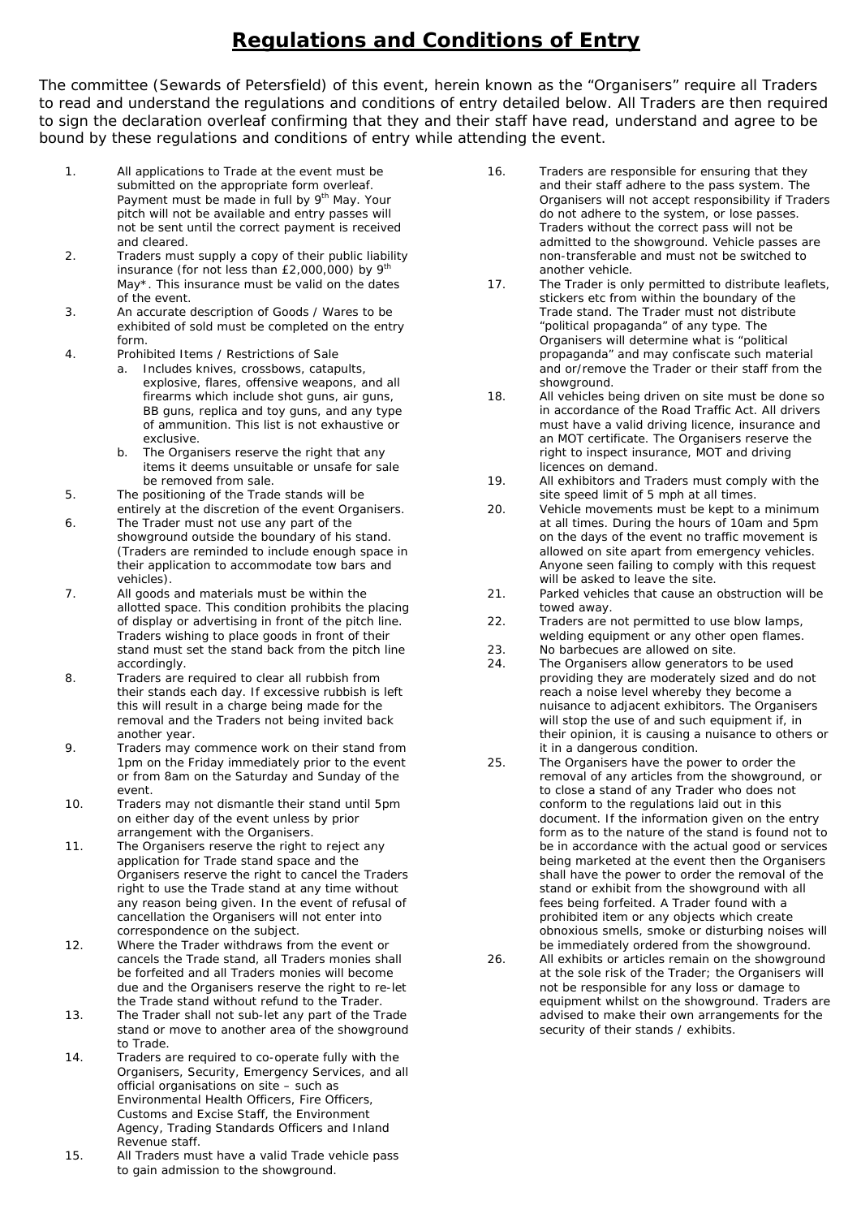# Regulations and Conditions of Entry

The committee (Sewards of Petersfield) of this event, herein known as the "Organisers" require all Traders to read and understand the regulations and conditions of entry detailed below. All Traders are then required to sign the declaration overleaf confirming that they and their staff have read, understand and agree to be bound by these regulations and conditions of entry while attending the event.

1. All applications to Trade at the event must be submitted on the appropriate form overleaf. Payment must be made in full by 9th May. Your pitch will not be available and entry passes will not be sent until the correct payment is received and cleared.
2. Traders must supply a copy of their public liability insurance (for not less than £2,000,000) by 9th May*. This insurance must be valid on the dates of the event.
3. An accurate description of Goods / Wares to be exhibited of sold must be completed on the entry form.
4. Prohibited Items / Restrictions of Sale
   a. Includes knives, crossbows, catapults, explosive, flares, offensive weapons, and all firearms which include shot guns, air guns, BB guns, replica and toy guns, and any type of ammunition. This list is not exhaustive or exclusive.
   b. The Organisers reserve the right that any items it deems unsuitable or unsafe for sale be removed from sale.
5. The positioning of the Trade stands will be entirely at the discretion of the event Organisers.
6. The Trader must not use any part of the showground outside the boundary of his stand. (Traders are reminded to include enough space in their application to accommodate tow bars and vehicles).
7. All goods and materials must be within the allotted space. This condition prohibits the placing of display or advertising in front of the pitch line. Traders wishing to place goods in front of their stand must set the stand back from the pitch line accordingly.
8. Traders are required to clear all rubbish from their stands each day. If excessive rubbish is left this will result in a charge being made for the removal and the Traders not being invited back another year.
9. Traders may commence work on their stand from 1pm on the Friday immediately prior to the event or from 8am on the Saturday and Sunday of the event.
10. Traders may not dismantle their stand until 5pm on either day of the event unless by prior arrangement with the Organisers.
11. The Organisers reserve the right to reject any application for Trade stand space and the Organisers reserve the right to cancel the Traders right to use the Trade stand at any time without any reason being given. In the event of refusal of cancellation the Organisers will not enter into correspondence on the subject.
12. Where the Trader withdraws from the event or cancels the Trade stand, all Traders monies shall be forfeited and all Traders monies will become due and the Organisers reserve the right to re-let the Trade stand without refund to the Trader.
13. The Trader shall not sub-let any part of the Trade stand or move to another area of the showground to Trade.
14. Traders are required to co-operate fully with the Organisers, Security, Emergency Services, and all official organisations on site – such as Environmental Health Officers, Fire Officers, Customs and Excise Staff, the Environment Agency, Trading Standards Officers and Inland Revenue staff.
15. All Traders must have a valid Trade vehicle pass to gain admission to the showground.
16. Traders are responsible for ensuring that they and their staff adhere to the pass system. The Organisers will not accept responsibility if Traders do not adhere to the system, or lose passes. Traders without the correct pass will not be admitted to the showground. Vehicle passes are non-transferable and must not be switched to another vehicle.
17. The Trader is only permitted to distribute leaflets, stickers etc from within the boundary of the Trade stand. The Trader must not distribute "political propaganda" of any type. The Organisers will determine what is "political propaganda" and may confiscate such material and or/remove the Trader or their staff from the showground.
18. All vehicles being driven on site must be done so in accordance of the Road Traffic Act. All drivers must have a valid driving licence, insurance and an MOT certificate. The Organisers reserve the right to inspect insurance, MOT and driving licences on demand.
19. All exhibitors and Traders must comply with the site speed limit of 5 mph at all times.
20. Vehicle movements must be kept to a minimum at all times. During the hours of 10am and 5pm on the days of the event no traffic movement is allowed on site apart from emergency vehicles. Anyone seen failing to comply with this request will be asked to leave the site.
21. Parked vehicles that cause an obstruction will be towed away.
22. Traders are not permitted to use blow lamps, welding equipment or any other open flames.
23. No barbecues are allowed on site.
24. The Organisers allow generators to be used providing they are moderately sized and do not reach a noise level whereby they become a nuisance to adjacent exhibitors. The Organisers will stop the use of and such equipment if, in their opinion, it is causing a nuisance to others or it in a dangerous condition.
25. The Organisers have the power to order the removal of any articles from the showground, or to close a stand of any Trader who does not conform to the regulations laid out in this document. If the information given on the entry form as to the nature of the stand is found not to be in accordance with the actual good or services being marketed at the event then the Organisers shall have the power to order the removal of the stand or exhibit from the showground with all fees being forfeited. A Trader found with a prohibited item or any objects which create obnoxious smells, smoke or disturbing noises will be immediately ordered from the showground.
26. All exhibits or articles remain on the showground at the sole risk of the Trader; the Organisers will not be responsible for any loss or damage to equipment whilst on the showground. Traders are advised to make their own arrangements for the security of their stands / exhibits.